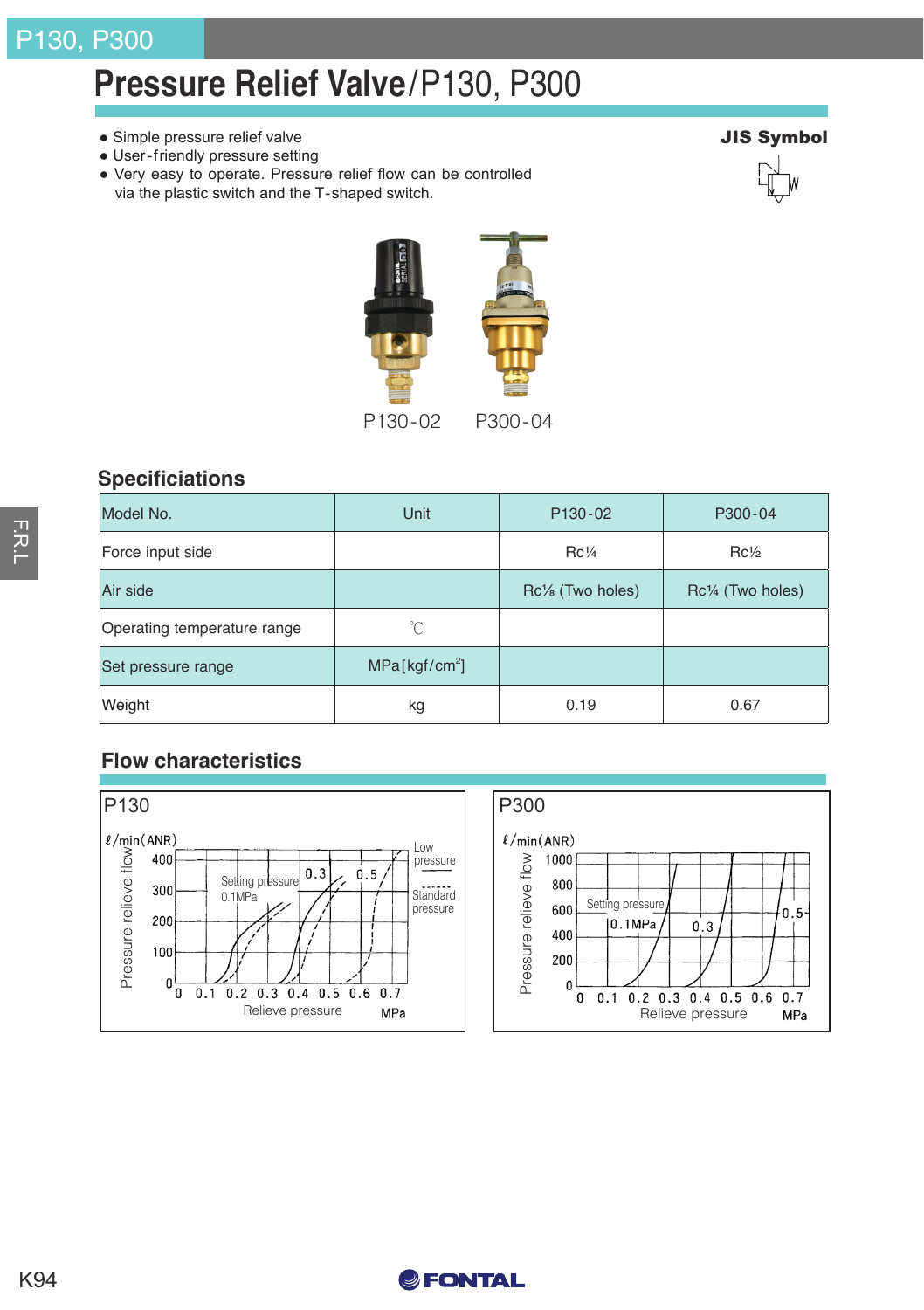# Pressure Relief Valve/P130, P300

- Simple pressure relief valve
- User-friendly pressure setting
- Very easy to operate. Pressure relief flow can be controlled via the plastic switch and the T-shaped switch.

**JIS Symbol**

P130-02 P300-04

## Specifications

| Model No. | Unit | P130-02 | P300-04 |
|---|---|---|---|
| Force input side | | Rc¼ | Rc½ |
| Air side | | Rc⅛ (Two holes) | Rc¼ (Two holes) |
| Operating temperature range | ℃ | | |
| Set pressure range | MPa[kgf/cm$^2$] | | |
| Weight | kg | 0.19 | 0.67 |

## Flow characteristics

P130

ℓ/min(ANR)

Pressure relieve flow

400
300
200
100
0

0 0.1 0.2 0.3 0.4 0.5 0.6 0.7

Relieve pressure MPa

Setting pressure 0.1MPa

0.3

0.5

Low pressure

Standard pressure

P300

ℓ/min(ANR)

Pressure relieve flow

1000
800
600
400
200
0

0 0.1 0.2 0.3 0.4 0.5 0.6 0.7

Relieve pressure MPa

Setting pressure 0.1MPa

0.3

0.5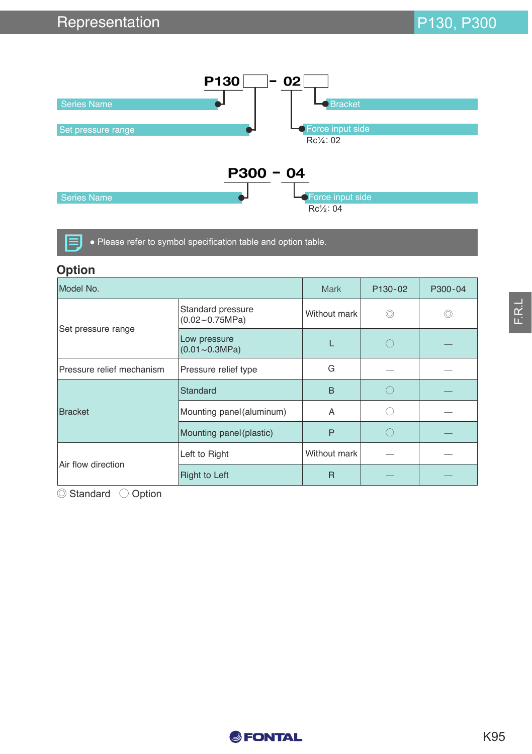# Representation

P130, P300

P130 ☐ - 02 ☐

- Series Name
- Set pressure range
- Bracket
- Force input side
  Rc¼: 02

P300 - 04

- Series Name
- Force input side
  Rc½: 04

● Please refer to symbol specification table and option table.

## Option

| Model No. | | Mark | P130-02 | P300-04 |
|---|---|---|---|---|
| Set pressure range | Standard pressure (0.02~0.75MPa) | Without mark | ◎ | ◎ |
| | Low pressure (0.01~0.3MPa) | L | ○ | — |
| Pressure relief mechanism | Pressure relief type | G | — | — |
| Bracket | Standard | B | ○ | — |
| | Mounting panel (aluminum) | A | ○ | — |
| | Mounting panel (plastic) | P | ○ | — |
| Air flow direction | Left to Right | Without mark | — | — |
| | Right to Left | R | — | — |

◎ Standard ○ Option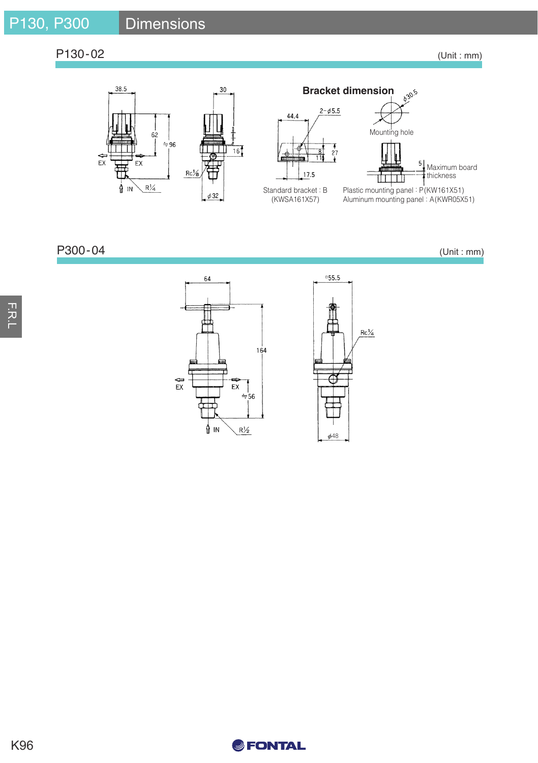# P130, P300 Dimensions

## P130-02

(Unit : mm)

38.5

62

≒96

EX

EX

IN

R¼

30

16

Rc⅛

$\phi$32

**Bracket dimension**

44.4

2-$\phi$5.5

8

11

27

17.5

Standard bracket : B
(KWSA161X57)

$\phi$30.5

Mounting hole

5

Maximum board thickness

Plastic mounting panel : P(KW161X51)
Aluminum mounting panel : A(KWR05X51)

## P300-04

(Unit : mm)

64

164

EX

EX

≒56

IN

R½

□55.5

Rc¼

$\phi$48